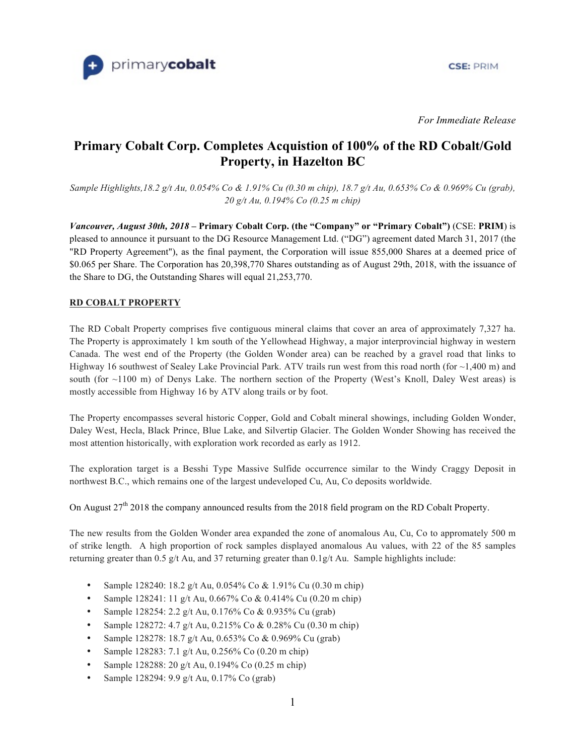primarycobalt

CSE: PRIM

*For Immediate Release*

# Primary Cobalt Corp. Completes Acquistion of 100% of the RD Cobalt/Gold Property, in Hazelton BC

*Sample Highlights,18.2 g/t Au, 0.054% Co & 1.91% Cu (0.30 m chip), 18.7 g/t Au, 0.653% Co & 0.969% Cu (grab), 20 g/t Au, 0.194% Co (0.25 m chip)*

***Vancouver, August 30th, 2018* – Primary Cobalt Corp. (the "Company" or "Primary Cobalt")** (CSE: **PRIM**) is pleased to announce it pursuant to the DG Resource Management Ltd. ("DG") agreement dated March 31, 2017 (the "RD Property Agreement"), as the final payment, the Corporation will issue 855,000 Shares at a deemed price of $0.065 per Share. The Corporation has 20,398,770 Shares outstanding as of August 29th, 2018, with the issuance of the Share to DG, the Outstanding Shares will equal 21,253,770.

## RD COBALT PROPERTY

The RD Cobalt Property comprises five contiguous mineral claims that cover an area of approximately 7,327 ha. The Property is approximately 1 km south of the Yellowhead Highway, a major interprovincial highway in western Canada. The west end of the Property (the Golden Wonder area) can be reached by a gravel road that links to Highway 16 southwest of Sealey Lake Provincial Park. ATV trails run west from this road north (for ~1,400 m) and south (for ~1100 m) of Denys Lake. The northern section of the Property (West's Knoll, Daley West areas) is mostly accessible from Highway 16 by ATV along trails or by foot.

The Property encompasses several historic Copper, Gold and Cobalt mineral showings, including Golden Wonder, Daley West, Hecla, Black Prince, Blue Lake, and Silvertip Glacier. The Golden Wonder Showing has received the most attention historically, with exploration work recorded as early as 1912.

The exploration target is a Besshi Type Massive Sulfide occurrence similar to the Windy Craggy Deposit in northwest B.C., which remains one of the largest undeveloped Cu, Au, Co deposits worldwide.

On August 27th 2018 the company announced results from the 2018 field program on the RD Cobalt Property.

The new results from the Golden Wonder area expanded the zone of anomalous Au, Cu, Co to appromately 500 m of strike length. A high proportion of rock samples displayed anomalous Au values, with 22 of the 85 samples returning greater than 0.5 g/t Au, and 37 returning greater than 0.1g/t Au. Sample highlights include:

- Sample 128240: 18.2 g/t Au, 0.054% Co & 1.91% Cu (0.30 m chip)
- Sample 128241: 11 g/t Au, 0.667% Co & 0.414% Cu (0.20 m chip)
- Sample 128254: 2.2 g/t Au, 0.176% Co & 0.935% Cu (grab)
- Sample 128272: 4.7 g/t Au, 0.215% Co & 0.28% Cu (0.30 m chip)
- Sample 128278: 18.7 g/t Au, 0.653% Co & 0.969% Cu (grab)
- Sample 128283: 7.1 g/t Au, 0.256% Co (0.20 m chip)
- Sample 128288: 20 g/t Au, 0.194% Co (0.25 m chip)
- Sample 128294: 9.9 g/t Au, 0.17% Co (grab)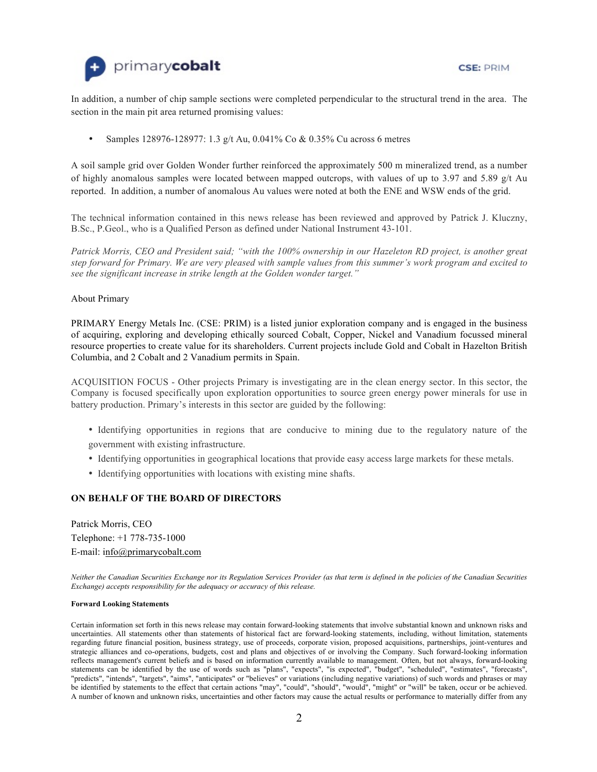In addition, a number of chip sample sections were completed perpendicular to the structural trend in the area. The section in the main pit area returned promising values:

- Samples 128976-128977: 1.3 g/t Au, 0.041% Co & 0.35% Cu across 6 metres

A soil sample grid over Golden Wonder further reinforced the approximately 500 m mineralized trend, as a number of highly anomalous samples were located between mapped outcrops, with values of up to 3.97 and 5.89 g/t Au reported. In addition, a number of anomalous Au values were noted at both the ENE and WSW ends of the grid.

The technical information contained in this news release has been reviewed and approved by Patrick J. Kluczny, B.Sc., P.Geol., who is a Qualified Person as defined under National Instrument 43-101.

*Patrick Morris, CEO and President said; "with the 100% ownership in our Hazeleton RD project, is another great step forward for Primary. We are very pleased with sample values from this summer's work program and excited to see the significant increase in strike length at the Golden wonder target."*

About Primary

PRIMARY Energy Metals Inc. (CSE: PRIM) is a listed junior exploration company and is engaged in the business of acquiring, exploring and developing ethically sourced Cobalt, Copper, Nickel and Vanadium focussed mineral resource properties to create value for its shareholders. Current projects include Gold and Cobalt in Hazelton British Columbia, and 2 Cobalt and 2 Vanadium permits in Spain.

ACQUISITION FOCUS - Other projects Primary is investigating are in the clean energy sector. In this sector, the Company is focused specifically upon exploration opportunities to source green energy power minerals for use in battery production. Primary's interests in this sector are guided by the following:

- Identifying opportunities in regions that are conducive to mining due to the regulatory nature of the government with existing infrastructure.
- Identifying opportunities in geographical locations that provide easy access large markets for these metals.
- Identifying opportunities with locations with existing mine shafts.

**ON BEHALF OF THE BOARD OF DIRECTORS**

Patrick Morris, CEO
Telephone: +1 778-735-1000
E-mail: info@primarycobalt.com

*Neither the Canadian Securities Exchange nor its Regulation Services Provider (as that term is defined in the policies of the Canadian Securities Exchange) accepts responsibility for the adequacy or accuracy of this release.*

**Forward Looking Statements**

Certain information set forth in this news release may contain forward-looking statements that involve substantial known and unknown risks and uncertainties. All statements other than statements of historical fact are forward-looking statements, including, without limitation, statements regarding future financial position, business strategy, use of proceeds, corporate vision, proposed acquisitions, partnerships, joint-ventures and strategic alliances and co-operations, budgets, cost and plans and objectives of or involving the Company. Such forward-looking information reflects management's current beliefs and is based on information currently available to management. Often, but not always, forward-looking statements can be identified by the use of words such as "plans", "expects", "is expected", "budget", "scheduled", "estimates", "forecasts", "predicts", "intends", "targets", "aims", "anticipates" or "believes" or variations (including negative variations) of such words and phrases or may be identified by statements to the effect that certain actions "may", "could", "should", "would", "might" or "will" be taken, occur or be achieved. A number of known and unknown risks, uncertainties and other factors may cause the actual results or performance to materially differ from any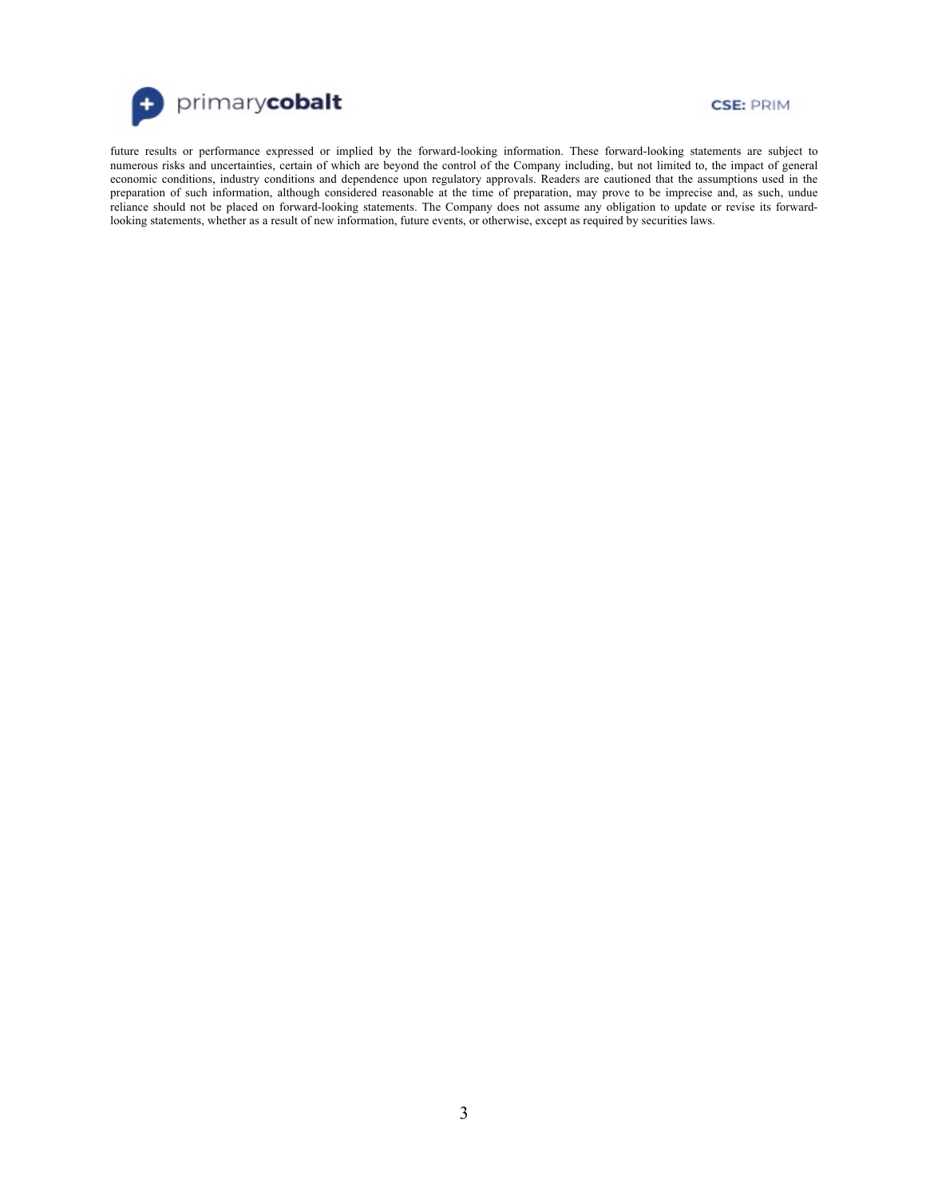future results or performance expressed or implied by the forward-looking information. These forward-looking statements are subject to numerous risks and uncertainties, certain of which are beyond the control of the Company including, but not limited to, the impact of general economic conditions, industry conditions and dependence upon regulatory approvals. Readers are cautioned that the assumptions used in the preparation of such information, although considered reasonable at the time of preparation, may prove to be imprecise and, as such, undue reliance should not be placed on forward-looking statements. The Company does not assume any obligation to update or revise its forward-looking statements, whether as a result of new information, future events, or otherwise, except as required by securities laws.